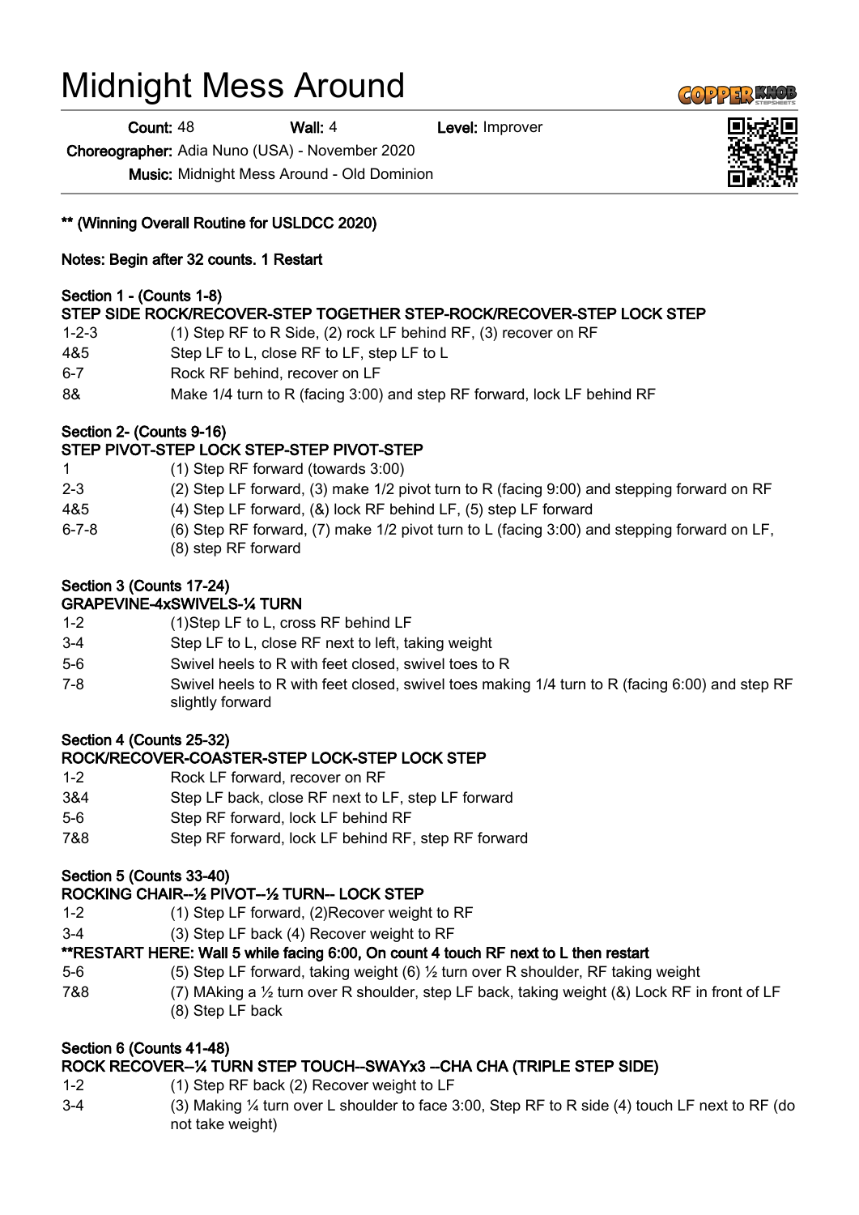# Midnight Mess Around

**Count:** 48 **Wall:** 4 **Level:** Improver

**Choreographer:** Adia Nuno (USA) - November 2020

**Music:** Midnight Mess Around - Old Dominion

**** (Winning Overall Routine for USLDCC 2020)**

**Notes: Begin after 32 counts. 1 Restart**

**Section 1 - (Counts 1-8)**
**STEP SIDE ROCK/RECOVER-STEP TOGETHER STEP-ROCK/RECOVER-STEP LOCK STEP**

| | |
|---|---|
| 1-2-3 | (1) Step RF to R Side, (2) rock LF behind RF, (3) recover on RF |
| 4&5 | Step LF to L, close RF to LF, step LF to L |
| 6-7 | Rock RF behind, recover on LF |
| 8& | Make 1/4 turn to R (facing 3:00) and step RF forward, lock LF behind RF |

**Section 2- (Counts 9-16)**
**STEP PIVOT-STEP LOCK STEP-STEP PIVOT-STEP**

| | |
|---|---|
| 1 | (1) Step RF forward (towards 3:00) |
| 2-3 | (2) Step LF forward, (3) make 1/2 pivot turn to R (facing 9:00) and stepping forward on RF |
| 4&5 | (4) Step LF forward, (&) lock RF behind LF, (5) step LF forward |
| 6-7-8 | (6) Step RF forward, (7) make 1/2 pivot turn to L (facing 3:00) and stepping forward on LF, (8) step RF forward |

**Section 3 (Counts 17-24)**
**GRAPEVINE-4xSWIVELS-¼ TURN**

| | |
|---|---|
| 1-2 | (1)Step LF to L, cross RF behind LF |
| 3-4 | Step LF to L, close RF next to left, taking weight |
| 5-6 | Swivel heels to R with feet closed, swivel toes to R |
| 7-8 | Swivel heels to R with feet closed, swivel toes making 1/4 turn to R (facing 6:00) and step RF slightly forward |

**Section 4 (Counts 25-32)**
**ROCK/RECOVER-COASTER-STEP LOCK-STEP LOCK STEP**

| | |
|---|---|
| 1-2 | Rock LF forward, recover on RF |
| 3&4 | Step LF back, close RF next to LF, step LF forward |
| 5-6 | Step RF forward, lock LF behind RF |
| 7&8 | Step RF forward, lock LF behind RF, step RF forward |

**Section 5 (Counts 33-40)**
**ROCKING CHAIR--½ PIVOT--½ TURN-- LOCK STEP**

| | |
|---|---|
| 1-2 | (1) Step LF forward, (2)Recover weight to RF |
| 3-4 | (3) Step LF back (4) Recover weight to RF |

****RESTART HERE: Wall 5 while facing 6:00, On count 4 touch RF next to L then restart**

| | |
|---|---|
| 5-6 | (5) Step LF forward, taking weight (6) ½ turn over R shoulder, RF taking weight |
| 7&8 | (7) MAking a ½ turn over R shoulder, step LF back, taking weight (&) Lock RF in front of LF (8) Step LF back |

**Section 6 (Counts 41-48)**
**ROCK RECOVER--¼ TURN STEP TOUCH--SWAYx3 --CHA CHA (TRIPLE STEP SIDE)**

| | |
|---|---|
| 1-2 | (1) Step RF back (2) Recover weight to LF |
| 3-4 | (3) Making ¼ turn over L shoulder to face 3:00, Step RF to R side (4) touch LF next to RF (do not take weight) |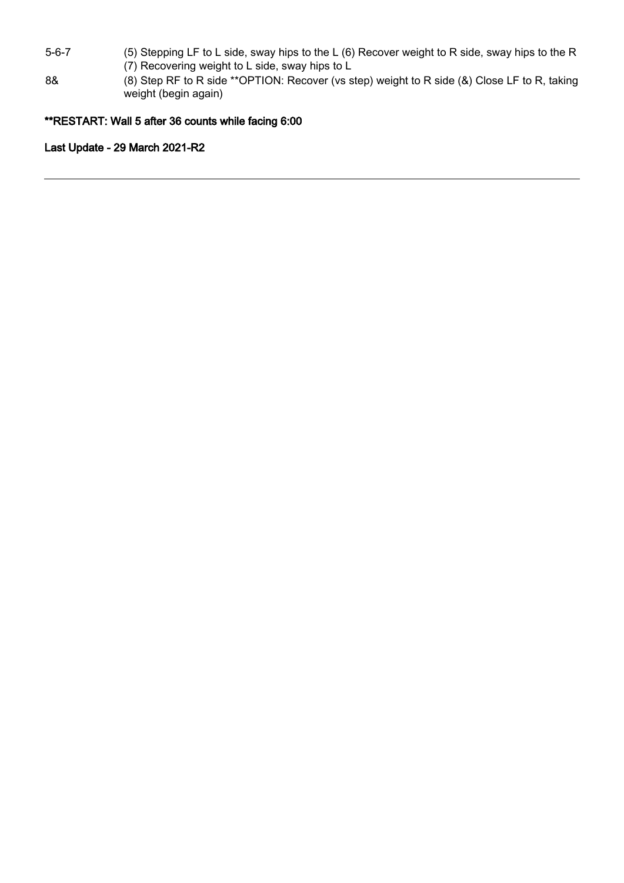| | |
|---|---|
| 5-6-7 | (5) Stepping LF to L side, sway hips to the L (6) Recover weight to R side, sway hips to the R (7) Recovering weight to L side, sway hips to L |
| 8& | (8) Step RF to R side **OPTION: Recover (vs step) weight to R side (&) Close LF to R, taking weight (begin again) |

**\*\*RESTART: Wall 5 after 36 counts while facing 6:00**

**Last Update - 29 March 2021-R2**

---